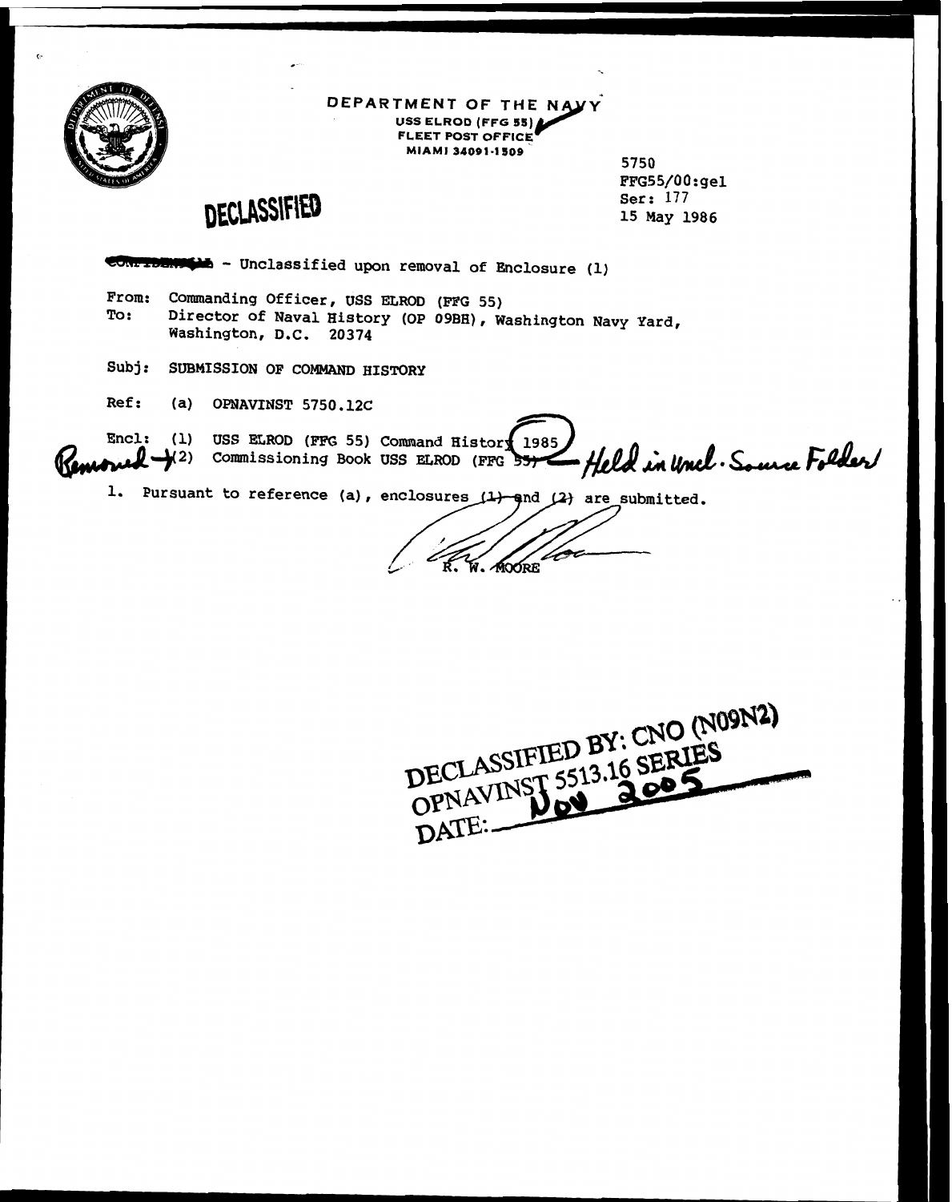DEPARTMENT OF THE NAVY
USS ELROD (FFG 55)
FLEET POST OFFICE
MIAMI 34091-1509

DECLASSIFIED

5750
FFG55/00:gel
Ser: 177
15 May 1986

CONFIDENTIAL - Unclassified upon removal of Enclosure (1)

From: Commanding Officer, USS ELROD (FFG 55)
To: Director of Naval History (OP 09BH), Washington Navy Yard, Washington, D.C. 20374

Subj: SUBMISSION OF COMMAND HISTORY

Ref: (a) OPNAVINST 5750.12C

Encl: (1) USS ELROD (FFG 55) Command History 1985
Removed (2) Commissioning Book USS ELROD (FFG 55) — Held in Uncl. Source Folder

1. Pursuant to reference (a), enclosures (1) and (2) are submitted.

R. W. MOORE

DECLASSIFIED BY: CNO (N09N2)
OPNAVINST 5513.16 SERIES
DATE: Nov 2005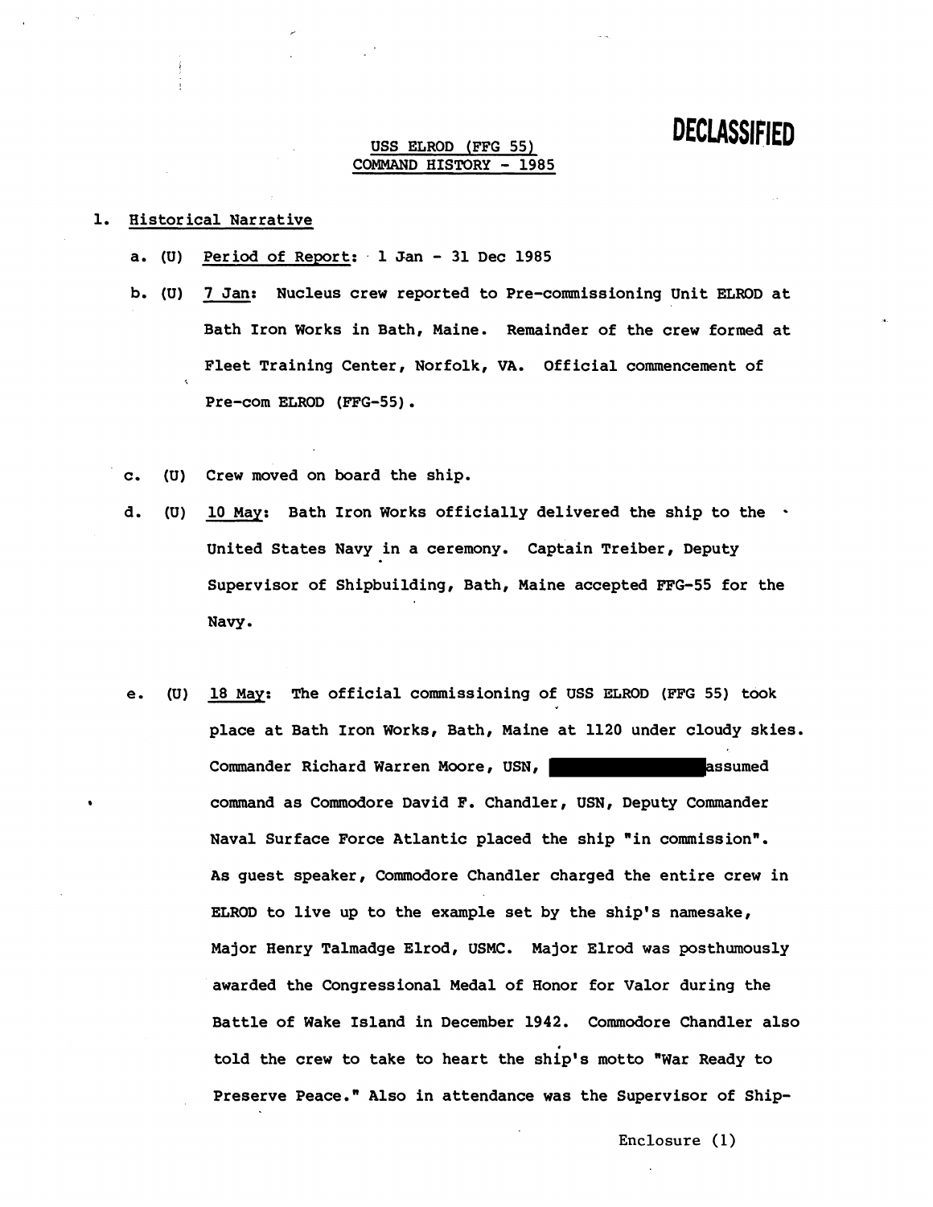**DECLASSIFIED**

USS ELROD (FFG 55)
COMMAND HISTORY - 1985

1. Historical Narrative

   a. (U) Period of Report: 1 Jan - 31 Dec 1985

   b. (U) 7 Jan: Nucleus crew reported to Pre-commissioning Unit ELROD at Bath Iron Works in Bath, Maine. Remainder of the crew formed at Fleet Training Center, Norfolk, VA. Official commencement of Pre-com ELROD (FFG-55).

   c. (U) Crew moved on board the ship.

   d. (U) 10 May: Bath Iron Works officially delivered the ship to the United States Navy in a ceremony. Captain Treiber, Deputy Supervisor of Shipbuilding, Bath, Maine accepted FFG-55 for the Navy.

   e. (U) 18 May: The official commissioning of USS ELROD (FFG 55) took place at Bath Iron Works, Bath, Maine at 1120 under cloudy skies. Commander Richard Warren Moore, USN, [REDACTED] assumed command as Commodore David F. Chandler, USN, Deputy Commander Naval Surface Force Atlantic placed the ship "in commission". As guest speaker, Commodore Chandler charged the entire crew in ELROD to live up to the example set by the ship's namesake, Major Henry Talmadge Elrod, USMC. Major Elrod was posthumously awarded the Congressional Medal of Honor for Valor during the Battle of Wake Island in December 1942. Commodore Chandler also told the crew to take to heart the ship's motto "War Ready to Preserve Peace." Also in attendance was the Supervisor of Ship-

Enclosure (1)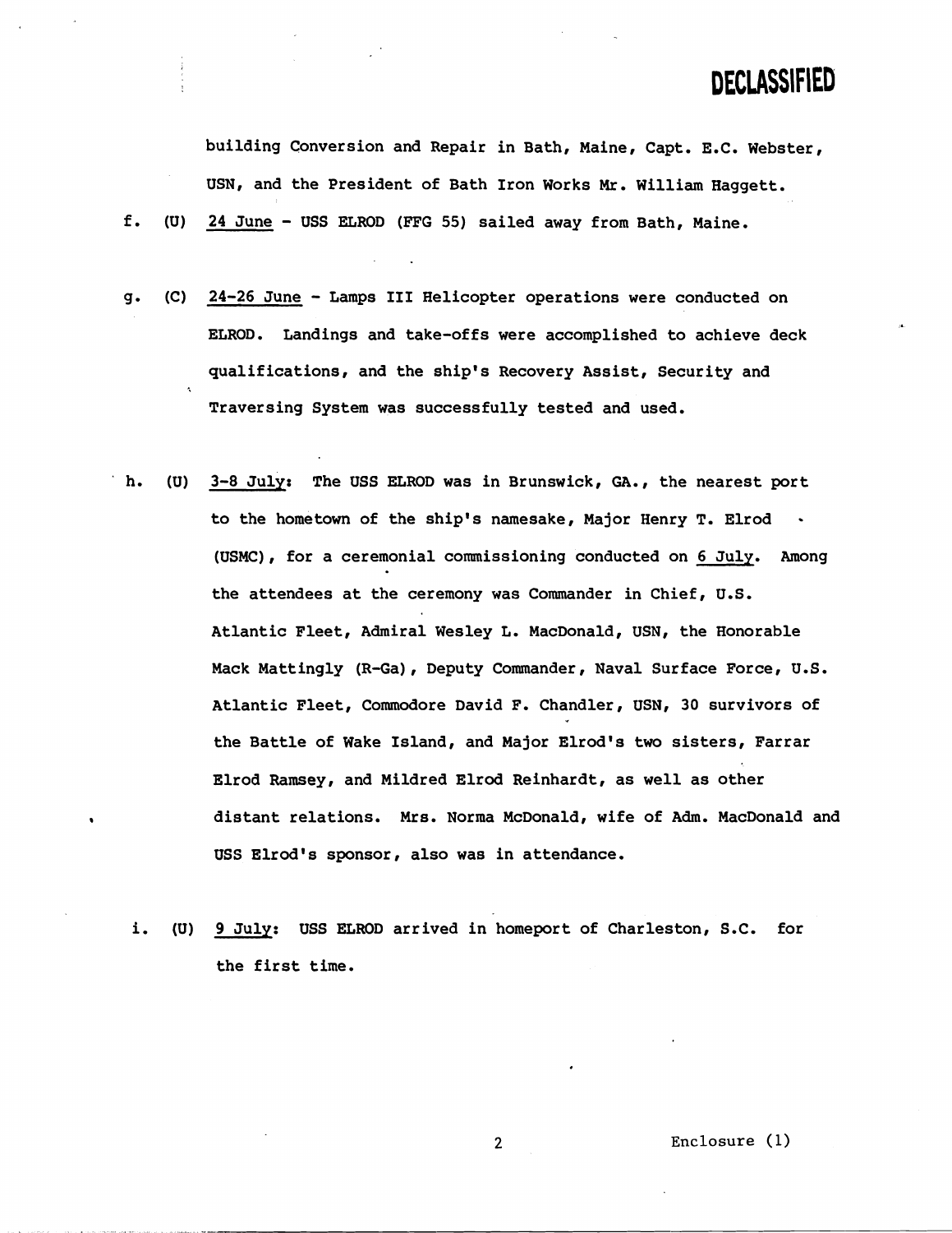DECLASSIFIED

building Conversion and Repair in Bath, Maine, Capt. E.C. Webster, USN, and the President of Bath Iron Works Mr. William Haggett.

f. (U) 24 June - USS ELROD (FFG 55) sailed away from Bath, Maine.

g. (C) 24-26 June - Lamps III Helicopter operations were conducted on ELROD. Landings and take-offs were accomplished to achieve deck qualifications, and the ship's Recovery Assist, Security and Traversing System was successfully tested and used.

h. (U) 3-8 July: The USS ELROD was in Brunswick, GA., the nearest port to the hometown of the ship's namesake, Major Henry T. Elrod (USMC), for a ceremonial commissioning conducted on 6 July. Among the attendees at the ceremony was Commander in Chief, U.S. Atlantic Fleet, Admiral Wesley L. MacDonald, USN, the Honorable Mack Mattingly (R-Ga), Deputy Commander, Naval Surface Force, U.S. Atlantic Fleet, Commodore David F. Chandler, USN, 30 survivors of the Battle of Wake Island, and Major Elrod's two sisters, Farrar Elrod Ramsey, and Mildred Elrod Reinhardt, as well as other distant relations. Mrs. Norma McDonald, wife of Adm. MacDonald and USS Elrod's sponsor, also was in attendance.

i. (U) 9 July: USS ELROD arrived in homeport of Charleston, S.C. for the first time.

Enclosure (1)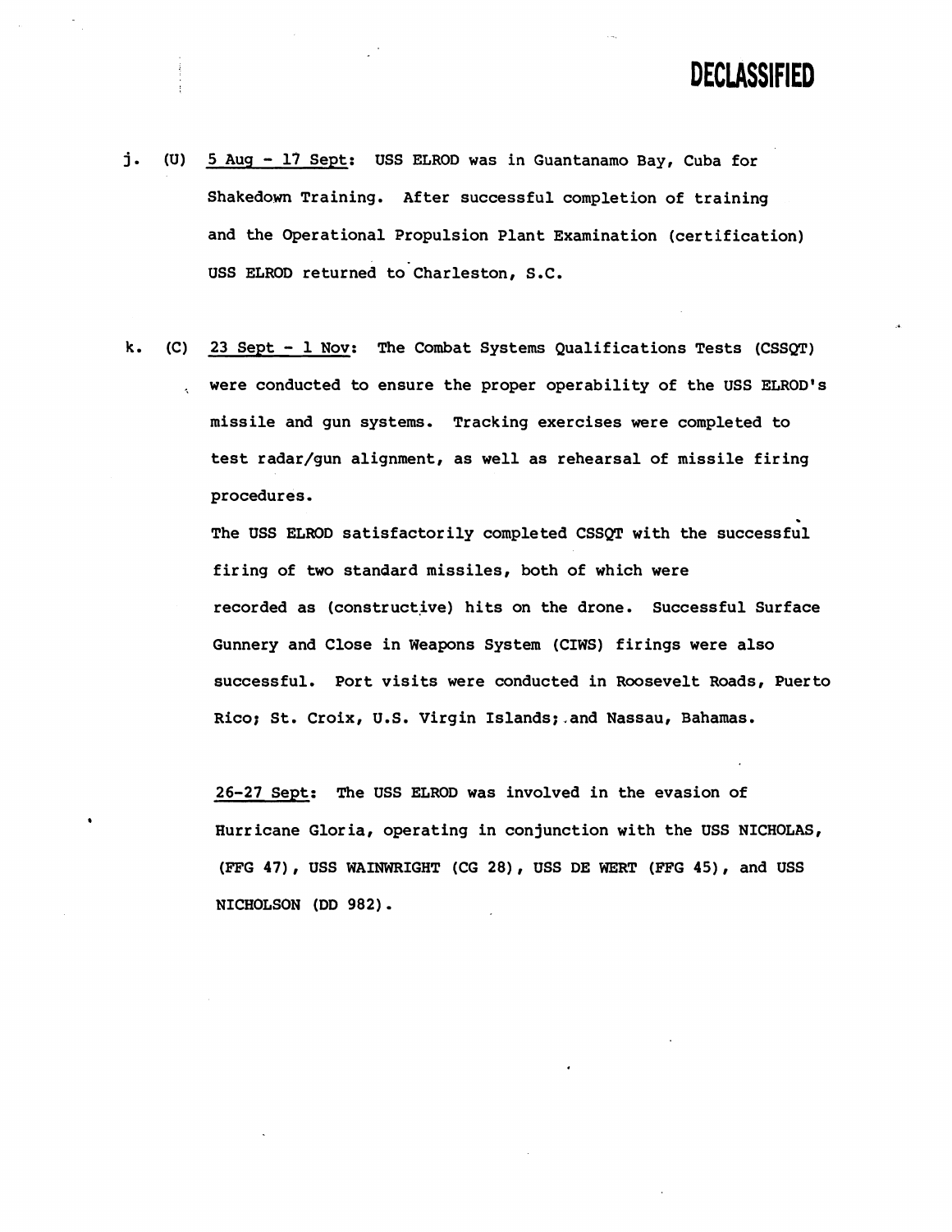**DECLASSIFIED**

j. (U) 5 Aug - 17 Sept: USS ELROD was in Guantanamo Bay, Cuba for Shakedown Training. After successful completion of training and the Operational Propulsion Plant Examination (certification) USS ELROD returned to Charleston, S.C.

k. (C) 23 Sept - 1 Nov: The Combat Systems Qualifications Tests (CSSQT) were conducted to ensure the proper operability of the USS ELROD's missile and gun systems. Tracking exercises were completed to test radar/gun alignment, as well as rehearsal of missile firing procedures.

The USS ELROD satisfactorily completed CSSQT with the successful firing of two standard missiles, both of which were recorded as (constructive) hits on the drone. Successful Surface Gunnery and Close in Weapons System (CIWS) firings were also successful. Port visits were conducted in Roosevelt Roads, Puerto Rico; St. Croix, U.S. Virgin Islands; and Nassau, Bahamas.

26-27 Sept: The USS ELROD was involved in the evasion of Hurricane Gloria, operating in conjunction with the USS NICHOLAS, (FFG 47), USS WAINWRIGHT (CG 28), USS DE WERT (FFG 45), and USS NICHOLSON (DD 982).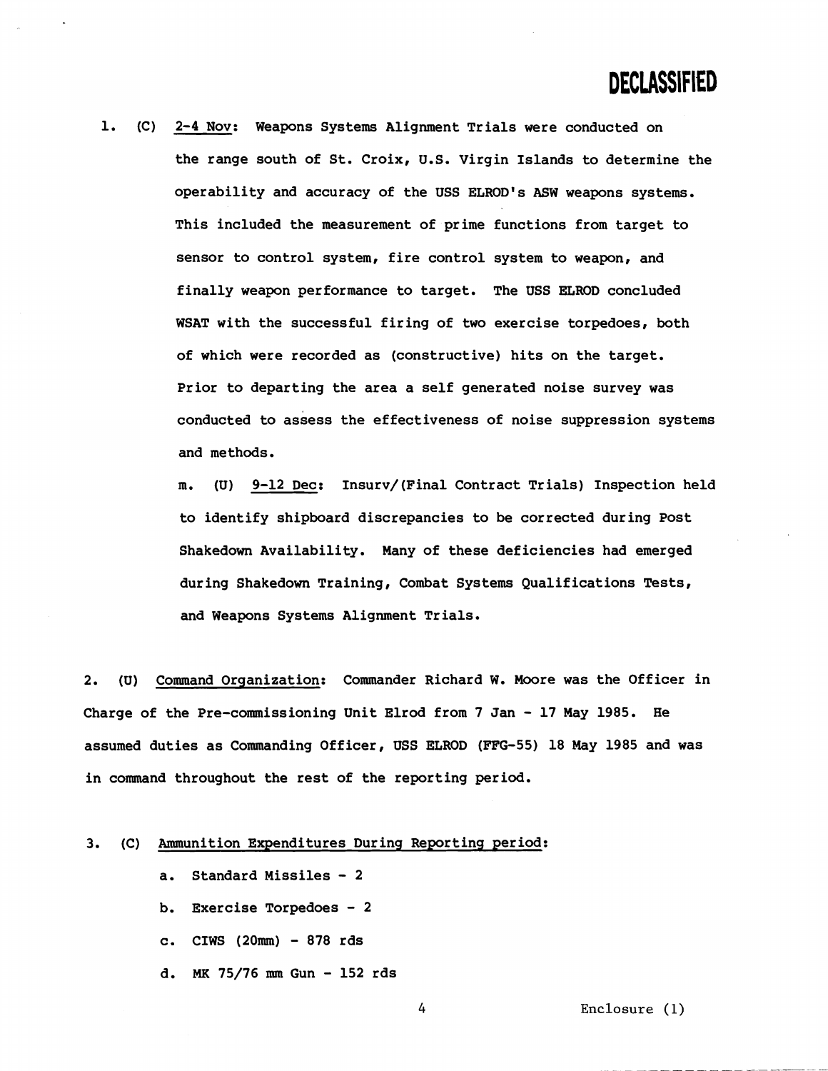**DECLASSIFIED**

l. (C) 2-4 Nov: Weapons Systems Alignment Trials were conducted on the range south of St. Croix, U.S. Virgin Islands to determine the operability and accuracy of the USS ELROD's ASW weapons systems. This included the measurement of prime functions from target to sensor to control system, fire control system to weapon, and finally weapon performance to target. The USS ELROD concluded WSAT with the successful firing of two exercise torpedoes, both of which were recorded as (constructive) hits on the target. Prior to departing the area a self generated noise survey was conducted to assess the effectiveness of noise suppression systems and methods.

m. (U) 9-12 Dec: Insurv/(Final Contract Trials) Inspection held to identify shipboard discrepancies to be corrected during Post Shakedown Availability. Many of these deficiencies had emerged during Shakedown Training, Combat Systems Qualifications Tests, and Weapons Systems Alignment Trials.

2. (U) Command Organization: Commander Richard W. Moore was the Officer in Charge of the Pre-commissioning Unit Elrod from 7 Jan - 17 May 1985. He assumed duties as Commanding Officer, USS ELROD (FFG-55) 18 May 1985 and was in command throughout the rest of the reporting period.

3. (C) Ammunition Expenditures During Reporting period:

a. Standard Missiles - 2

b. Exercise Torpedoes - 2

c. CIWS (20mm) - 878 rds

d. MK 75/76 mm Gun - 152 rds

Enclosure (1)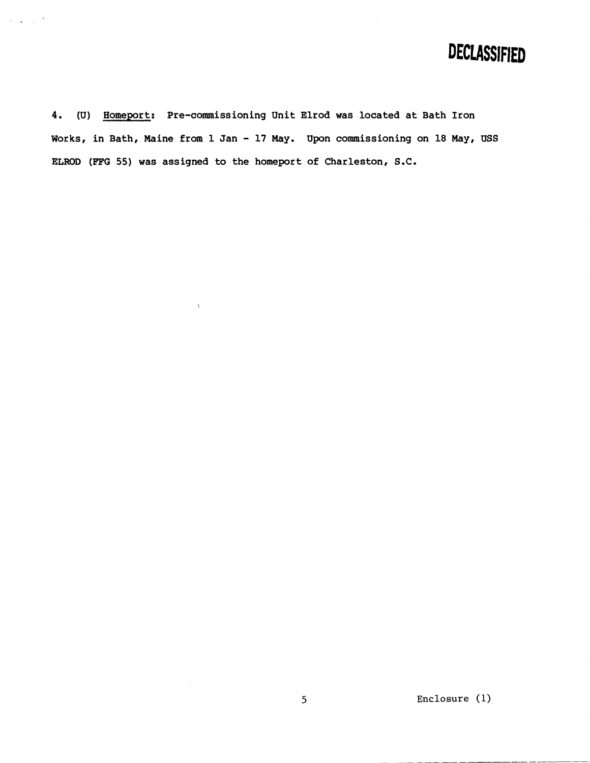DECLASSIFIED

4. (U) <u>Homeport</u>: Pre-commissioning Unit Elrod was located at Bath Iron Works, in Bath, Maine from 1 Jan - 17 May. Upon commissioning on 18 May, USS ELROD (FFG 55) was assigned to the homeport of Charleston, S.C.

Enclosure (1)